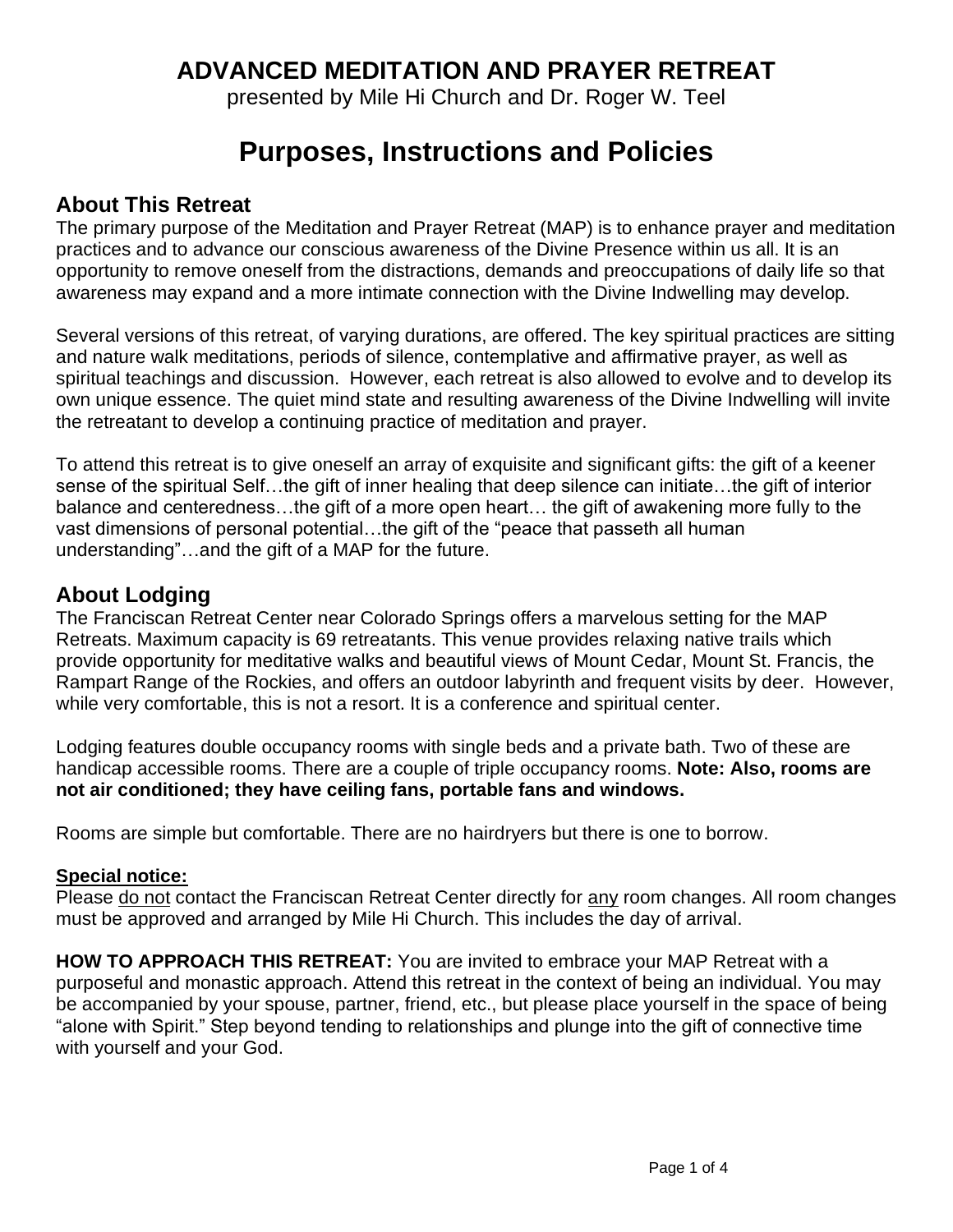# ADVANCED MEDITATION AND PRAYER RETREAT

presented by Mile Hi Church and Dr. Roger W. Teel

# Purposes, Instructions and Policies

## About This Retreat

The primary purpose of the Meditation and Prayer Retreat (MAP) is to enhance prayer and meditation practices and to advance our conscious awareness of the Divine Presence within us all. It is an opportunity to remove oneself from the distractions, demands and preoccupations of daily life so that awareness may expand and a more intimate connection with the Divine Indwelling may develop.

Several versions of this retreat, of varying durations, are offered. The key spiritual practices are sitting and nature walk meditations, periods of silence, contemplative and affirmative prayer, as well as spiritual teachings and discussion. However, each retreat is also allowed to evolve and to develop its own unique essence. The quiet mind state and resulting awareness of the Divine Indwelling will invite the retreatant to develop a continuing practice of meditation and prayer.

To attend this retreat is to give oneself an array of exquisite and significant gifts: the gift of a keener sense of the spiritual Self…the gift of inner healing that deep silence can initiate…the gift of interior balance and centeredness…the gift of a more open heart… the gift of awakening more fully to the vast dimensions of personal potential…the gift of the "peace that passeth all human understanding"…and the gift of a MAP for the future.

## About Lodging

The Franciscan Retreat Center near Colorado Springs offers a marvelous setting for the MAP Retreats. Maximum capacity is 69 retreatants. This venue provides relaxing native trails which provide opportunity for meditative walks and beautiful views of Mount Cedar, Mount St. Francis, the Rampart Range of the Rockies, and offers an outdoor labyrinth and frequent visits by deer. However, while very comfortable, this is not a resort. It is a conference and spiritual center.

Lodging features double occupancy rooms with single beds and a private bath. Two of these are handicap accessible rooms. There are a couple of triple occupancy rooms. **Note: Also, rooms are not air conditioned; they have ceiling fans, portable fans and windows.**

Rooms are simple but comfortable. There are no hairdryers but there is one to borrow.

**Special notice:**

Please do not contact the Franciscan Retreat Center directly for any room changes. All room changes must be approved and arranged by Mile Hi Church. This includes the day of arrival.

**HOW TO APPROACH THIS RETREAT:** You are invited to embrace your MAP Retreat with a purposeful and monastic approach. Attend this retreat in the context of being an individual. You may be accompanied by your spouse, partner, friend, etc., but please place yourself in the space of being "alone with Spirit." Step beyond tending to relationships and plunge into the gift of connective time with yourself and your God.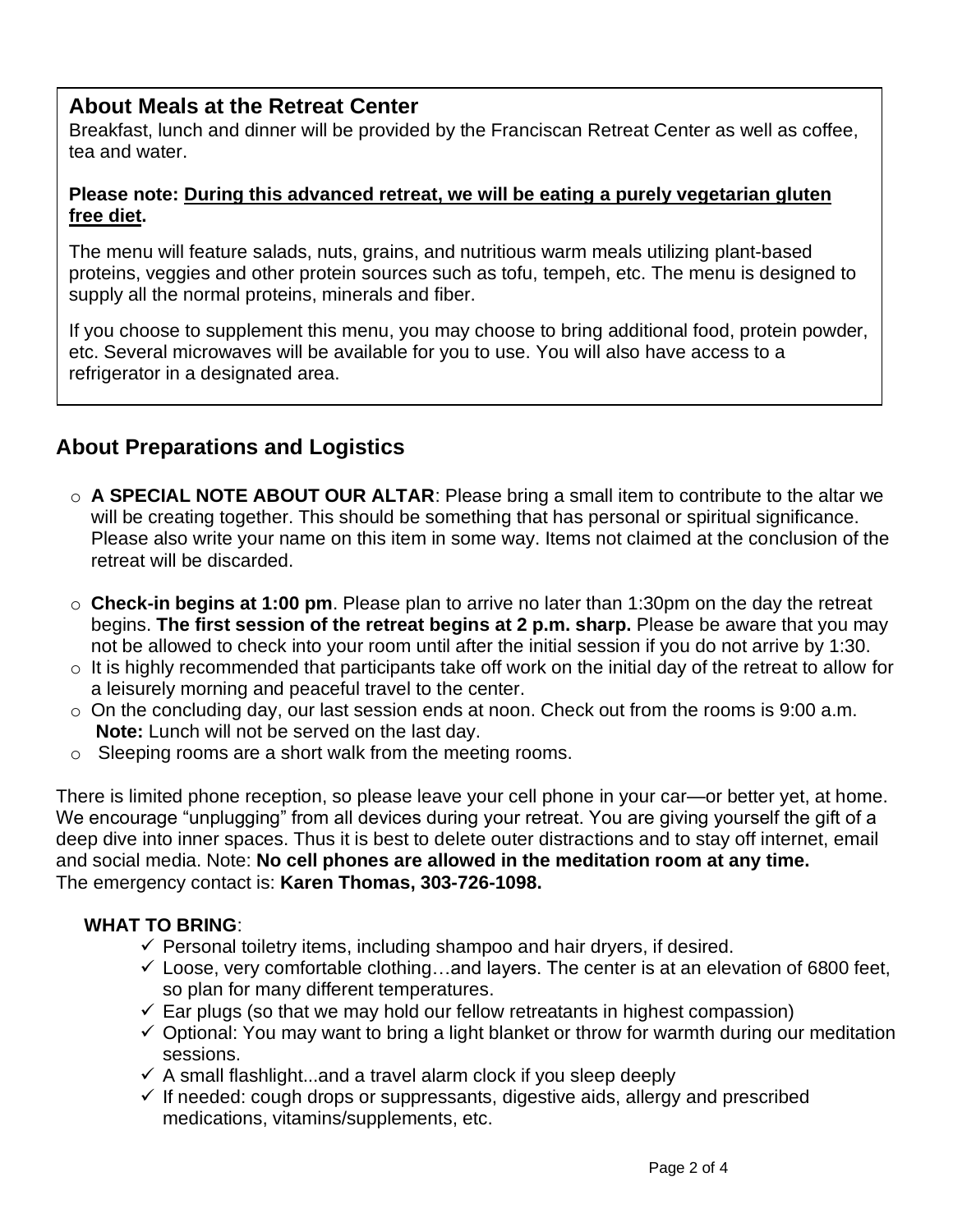## About Meals at the Retreat Center

Breakfast, lunch and dinner will be provided by the Franciscan Retreat Center as well as coffee, tea and water.

**Please note: <u>During this advanced retreat, we will be eating a purely vegetarian gluten free diet</u>.**

The menu will feature salads, nuts, grains, and nutritious warm meals utilizing plant-based proteins, veggies and other protein sources such as tofu, tempeh, etc. The menu is designed to supply all the normal proteins, minerals and fiber.

If you choose to supplement this menu, you may choose to bring additional food, protein powder, etc. Several microwaves will be available for you to use. You will also have access to a refrigerator in a designated area.

## About Preparations and Logistics

- **A SPECIAL NOTE ABOUT OUR ALTAR**: Please bring a small item to contribute to the altar we will be creating together. This should be something that has personal or spiritual significance. Please also write your name on this item in some way. Items not claimed at the conclusion of the retreat will be discarded.
- **Check-in begins at 1:00 pm**. Please plan to arrive no later than 1:30pm on the day the retreat begins. **The first session of the retreat begins at 2 p.m. sharp.** Please be aware that you may not be allowed to check into your room until after the initial session if you do not arrive by 1:30.
- It is highly recommended that participants take off work on the initial day of the retreat to allow for a leisurely morning and peaceful travel to the center.
- On the concluding day, our last session ends at noon. Check out from the rooms is 9:00 a.m. **Note:** Lunch will not be served on the last day.
- Sleeping rooms are a short walk from the meeting rooms.

There is limited phone reception, so please leave your cell phone in your car—or better yet, at home. We encourage "unplugging" from all devices during your retreat. You are giving yourself the gift of a deep dive into inner spaces. Thus it is best to delete outer distractions and to stay off internet, email and social media. Note: **No cell phones are allowed in the meditation room at any time.**
The emergency contact is: **Karen Thomas, 303-726-1098.**

**WHAT TO BRING**:

- ✓ Personal toiletry items, including shampoo and hair dryers, if desired.
- ✓ Loose, very comfortable clothing…and layers. The center is at an elevation of 6800 feet, so plan for many different temperatures.
- ✓ Ear plugs (so that we may hold our fellow retreatants in highest compassion)
- ✓ Optional: You may want to bring a light blanket or throw for warmth during our meditation sessions.
- ✓ A small flashlight...and a travel alarm clock if you sleep deeply
- ✓ If needed: cough drops or suppressants, digestive aids, allergy and prescribed medications, vitamins/supplements, etc.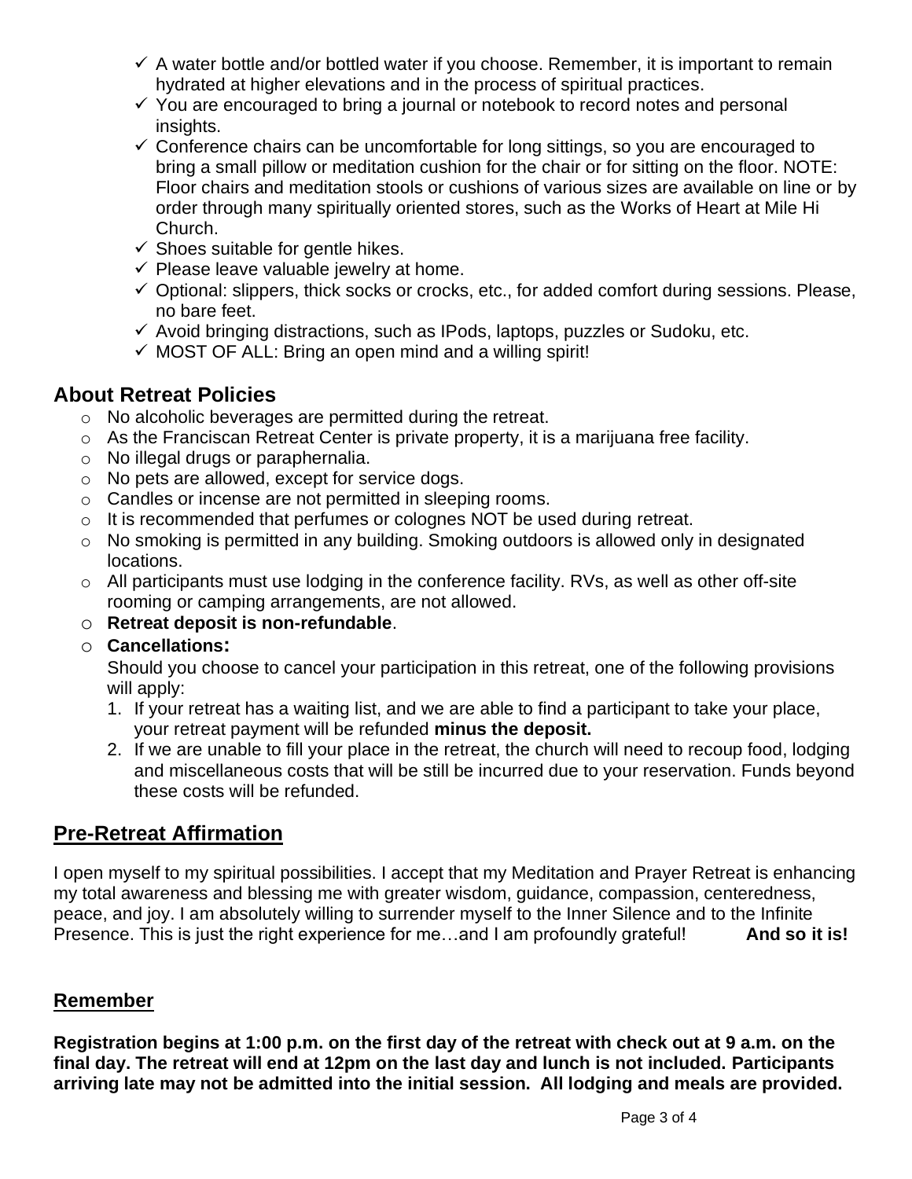- ✓ A water bottle and/or bottled water if you choose. Remember, it is important to remain hydrated at higher elevations and in the process of spiritual practices.
- ✓ You are encouraged to bring a journal or notebook to record notes and personal insights.
- ✓ Conference chairs can be uncomfortable for long sittings, so you are encouraged to bring a small pillow or meditation cushion for the chair or for sitting on the floor. NOTE: Floor chairs and meditation stools or cushions of various sizes are available on line or by order through many spiritually oriented stores, such as the Works of Heart at Mile Hi Church.
- ✓ Shoes suitable for gentle hikes.
- ✓ Please leave valuable jewelry at home.
- ✓ Optional: slippers, thick socks or crocks, etc., for added comfort during sessions. Please, no bare feet.
- ✓ Avoid bringing distractions, such as IPods, laptops, puzzles or Sudoku, etc.
- ✓ MOST OF ALL: Bring an open mind and a willing spirit!

## About Retreat Policies

- No alcoholic beverages are permitted during the retreat.
- As the Franciscan Retreat Center is private property, it is a marijuana free facility.
- No illegal drugs or paraphernalia.
- No pets are allowed, except for service dogs.
- Candles or incense are not permitted in sleeping rooms.
- It is recommended that perfumes or colognes NOT be used during retreat.
- No smoking is permitted in any building. Smoking outdoors is allowed only in designated locations.
- All participants must use lodging in the conference facility. RVs, as well as other off-site rooming or camping arrangements, are not allowed.
- **Retreat deposit is non-refundable**.
- **Cancellations:**

  Should you choose to cancel your participation in this retreat, one of the following provisions will apply:

  1. If your retreat has a waiting list, and we are able to find a participant to take your place, your retreat payment will be refunded **minus the deposit.**
  2. If we are unable to fill your place in the retreat, the church will need to recoup food, lodging and miscellaneous costs that will be still be incurred due to your reservation. Funds beyond these costs will be refunded.

## Pre-Retreat Affirmation

I open myself to my spiritual possibilities. I accept that my Meditation and Prayer Retreat is enhancing my total awareness and blessing me with greater wisdom, guidance, compassion, centeredness, peace, and joy. I am absolutely willing to surrender myself to the Inner Silence and to the Infinite Presence. This is just the right experience for me…and I am profoundly grateful! **And so it is!**

## Remember

**Registration begins at 1:00 p.m. on the first day of the retreat with check out at 9 a.m. on the final day. The retreat will end at 12pm on the last day and lunch is not included. Participants arriving late may not be admitted into the initial session. All lodging and meals are provided.**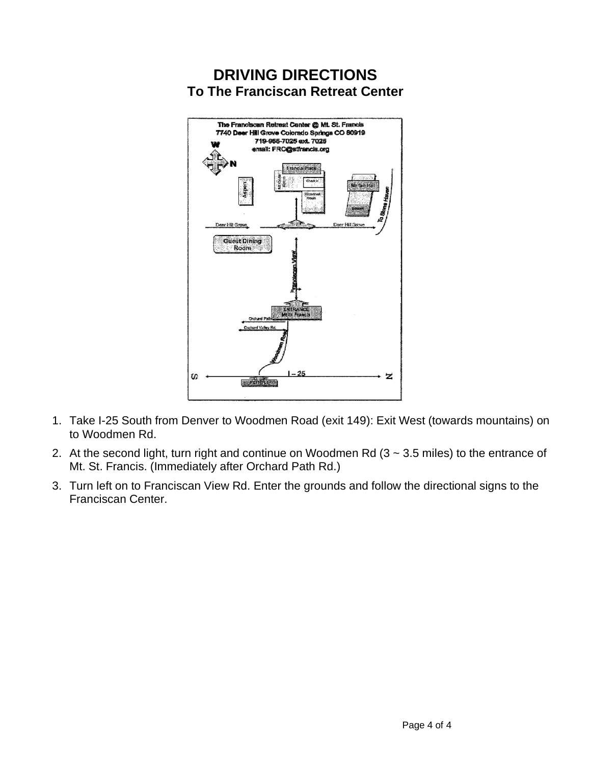# DRIVING DIRECTIONS

## To The Franciscan Retreat Center

The Franciscan Retreat Center @ Mt. St. Francis
7740 Deer Hill Grove Colorado Springs CO 80919
719-955-7025 ext. 7025
email: FRC@stfrancis.org

W
N
Francis Place
Aspen
Woodmen Room
Morrison Hall
To Stone Haven
Deer Hill Grove
Deer Hill Grove
Guest Dining Room
Franciscan View
ENTRANCE Mt St Francis
Orchard Path
Orchard Valley Rd.
Woodmen Road
S
I – 25
N

1. Take I-25 South from Denver to Woodmen Road (exit 149): Exit West (towards mountains) on to Woodmen Rd.
2. At the second light, turn right and continue on Woodmen Rd (3 ~ 3.5 miles) to the entrance of Mt. St. Francis. (Immediately after Orchard Path Rd.)
3. Turn left on to Franciscan View Rd. Enter the grounds and follow the directional signs to the Franciscan Center.